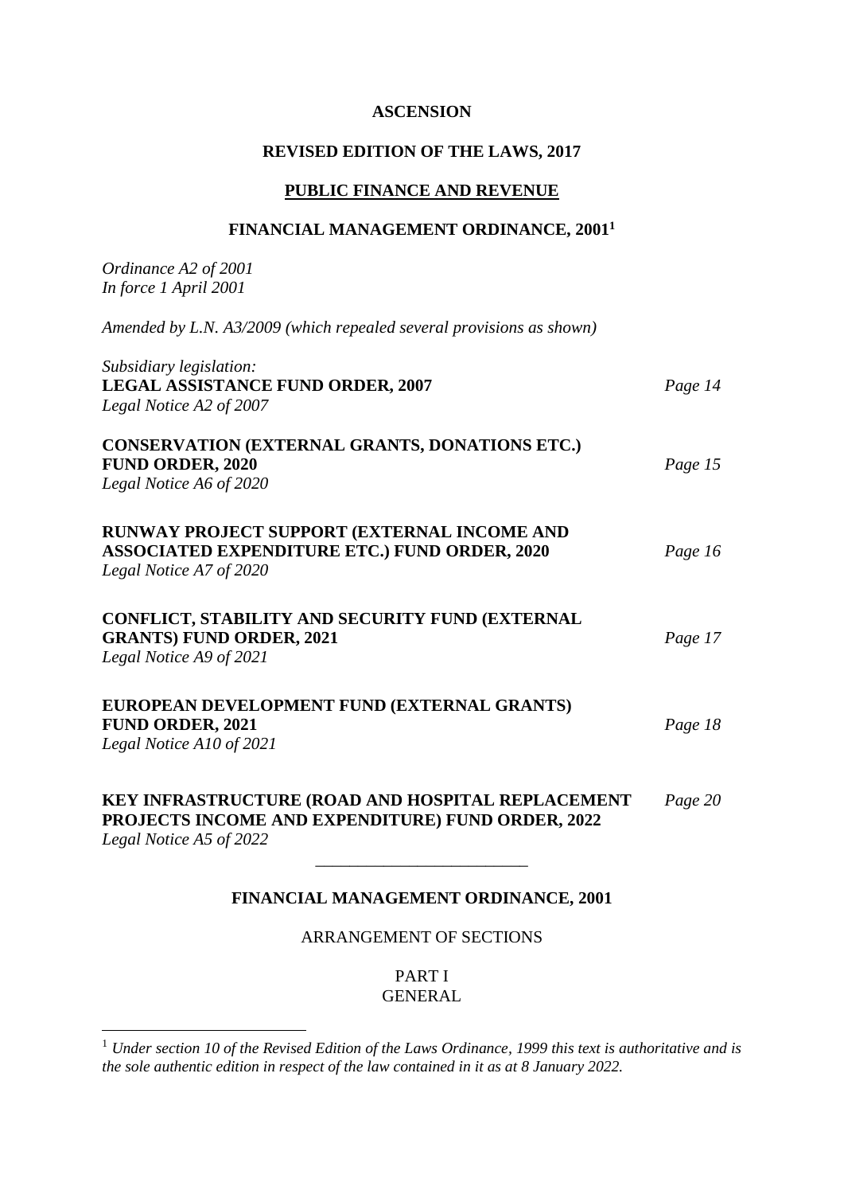**ASCENSION**

**REVISED EDITION OF THE LAWS, 2017**

**PUBLIC FINANCE AND REVENUE**

**FINANCIAL MANAGEMENT ORDINANCE, 2001**[1]

*Ordinance A2 of 2001*
*In force 1 April 2001*

*Amended by L.N. A3/2009 (which repealed several provisions as shown)*

*Subsidiary legislation:*

| | |
|---|---|
| **LEGAL ASSISTANCE FUND ORDER, 2007**<br>*Legal Notice A2 of 2007* | *Page 14* |
| **CONSERVATION (EXTERNAL GRANTS, DONATIONS ETC.) FUND ORDER, 2020**<br>*Legal Notice A6 of 2020* | *Page 15* |
| **RUNWAY PROJECT SUPPORT (EXTERNAL INCOME AND ASSOCIATED EXPENDITURE ETC.) FUND ORDER, 2020**<br>*Legal Notice A7 of 2020* | *Page 16* |
| **CONFLICT, STABILITY AND SECURITY FUND (EXTERNAL GRANTS) FUND ORDER, 2021**<br>*Legal Notice A9 of 2021* | *Page 17* |
| **EUROPEAN DEVELOPMENT FUND (EXTERNAL GRANTS) FUND ORDER, 2021**<br>*Legal Notice A10 of 2021* | *Page 18* |
| **KEY INFRASTRUCTURE (ROAD AND HOSPITAL REPLACEMENT PROJECTS INCOME AND EXPENDITURE) FUND ORDER, 2022**<br>*Legal Notice A5 of 2022* | *Page 20* |

---

**FINANCIAL MANAGEMENT ORDINANCE, 2001**

ARRANGEMENT OF SECTIONS

PART I
GENERAL

[1] *Under section 10 of the Revised Edition of the Laws Ordinance, 1999 this text is authoritative and is the sole authentic edition in respect of the law contained in it as at 8 January 2022.*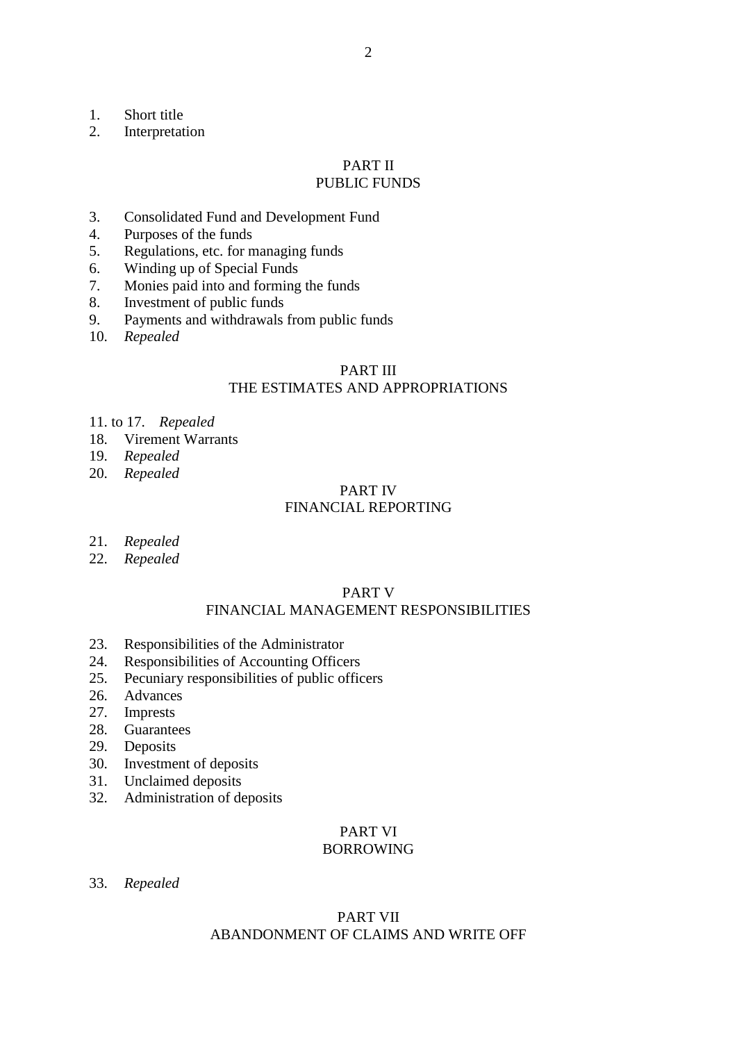1. Short title
2. Interpretation

## PART II
## PUBLIC FUNDS

3. Consolidated Fund and Development Fund
4. Purposes of the funds
5. Regulations, etc. for managing funds
6. Winding up of Special Funds
7. Monies paid into and forming the funds
8. Investment of public funds
9. Payments and withdrawals from public funds
10. *Repealed*

## PART III
## THE ESTIMATES AND APPROPRIATIONS

11. to 17. *Repealed*

18. Virement Warrants
19. *Repealed*
20. *Repealed*

## PART IV
## FINANCIAL REPORTING

21. *Repealed*
22. *Repealed*

## PART V
## FINANCIAL MANAGEMENT RESPONSIBILITIES

23. Responsibilities of the Administrator
24. Responsibilities of Accounting Officers
25. Pecuniary responsibilities of public officers
26. Advances
27. Imprests
28. Guarantees
29. Deposits
30. Investment of deposits
31. Unclaimed deposits
32. Administration of deposits

## PART VI
## BORROWING

33. *Repealed*

## PART VII
## ABANDONMENT OF CLAIMS AND WRITE OFF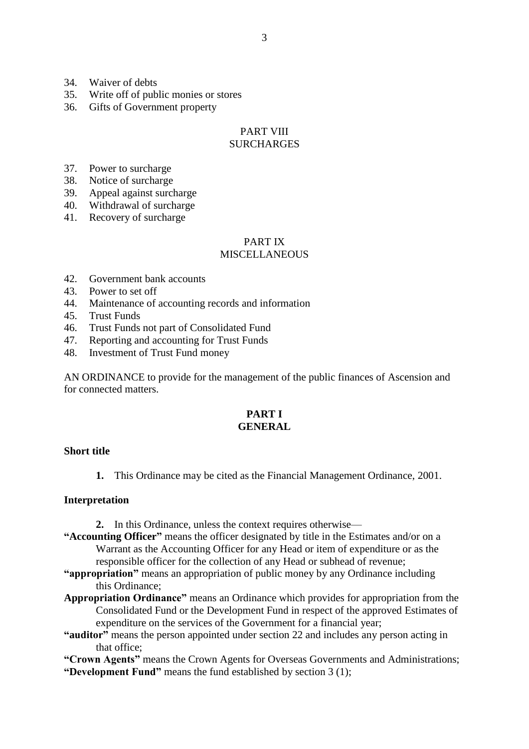34. Waiver of debts
35. Write off of public monies or stores
36. Gifts of Government property

PART VIII
SURCHARGES

37. Power to surcharge
38. Notice of surcharge
39. Appeal against surcharge
40. Withdrawal of surcharge
41. Recovery of surcharge

PART IX
MISCELLANEOUS

42. Government bank accounts
43. Power to set off
44. Maintenance of accounting records and information
45. Trust Funds
46. Trust Funds not part of Consolidated Fund
47. Reporting and accounting for Trust Funds
48. Investment of Trust Fund money

AN ORDINANCE to provide for the management of the public finances of Ascension and for connected matters.

## PART I
## GENERAL

**Short title**

**1.** This Ordinance may be cited as the Financial Management Ordinance, 2001.

**Interpretation**

**2.** In this Ordinance, unless the context requires otherwise—

**"Accounting Officer"** means the officer designated by title in the Estimates and/or on a Warrant as the Accounting Officer for any Head or item of expenditure or as the responsible officer for the collection of any Head or subhead of revenue;

**"appropriation"** means an appropriation of public money by any Ordinance including this Ordinance;

**Appropriation Ordinance"** means an Ordinance which provides for appropriation from the Consolidated Fund or the Development Fund in respect of the approved Estimates of expenditure on the services of the Government for a financial year;

**"auditor"** means the person appointed under section 22 and includes any person acting in that office;

**"Crown Agents"** means the Crown Agents for Overseas Governments and Administrations;

**"Development Fund"** means the fund established by section 3 (1);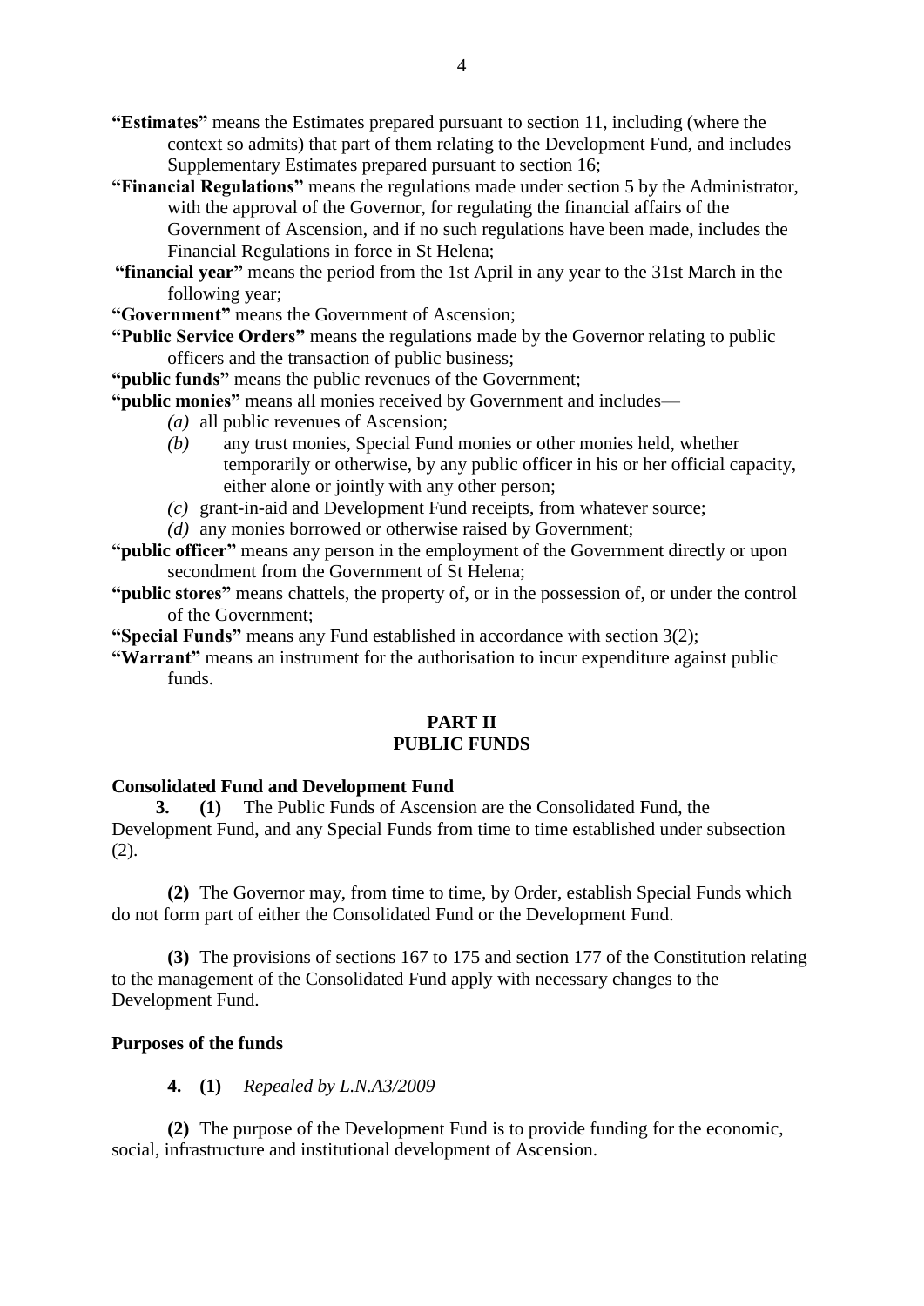**"Estimates"** means the Estimates prepared pursuant to section 11, including (where the context so admits) that part of them relating to the Development Fund, and includes Supplementary Estimates prepared pursuant to section 16;

**"Financial Regulations"** means the regulations made under section 5 by the Administrator, with the approval of the Governor, for regulating the financial affairs of the Government of Ascension, and if no such regulations have been made, includes the Financial Regulations in force in St Helena;

**"financial year"** means the period from the 1st April in any year to the 31st March in the following year;

**"Government"** means the Government of Ascension;

**"Public Service Orders"** means the regulations made by the Governor relating to public officers and the transaction of public business;

**"public funds"** means the public revenues of the Government;

**"public monies"** means all monies received by Government and includes—

*(a)* all public revenues of Ascension;

*(b)* any trust monies, Special Fund monies or other monies held, whether temporarily or otherwise, by any public officer in his or her official capacity, either alone or jointly with any other person;

*(c)* grant-in-aid and Development Fund receipts, from whatever source;

*(d)* any monies borrowed or otherwise raised by Government;

**"public officer"** means any person in the employment of the Government directly or upon secondment from the Government of St Helena;

**"public stores"** means chattels, the property of, or in the possession of, or under the control of the Government;

**"Special Funds"** means any Fund established in accordance with section 3(2);

**"Warrant"** means an instrument for the authorisation to incur expenditure against public funds.

## PART II
## PUBLIC FUNDS

**Consolidated Fund and Development Fund**

**3. (1)** The Public Funds of Ascension are the Consolidated Fund, the Development Fund, and any Special Funds from time to time established under subsection (2).

**(2)** The Governor may, from time to time, by Order, establish Special Funds which do not form part of either the Consolidated Fund or the Development Fund.

**(3)** The provisions of sections 167 to 175 and section 177 of the Constitution relating to the management of the Consolidated Fund apply with necessary changes to the Development Fund.

**Purposes of the funds**

**4. (1)** *Repealed by L.N.A3/2009*

**(2)** The purpose of the Development Fund is to provide funding for the economic, social, infrastructure and institutional development of Ascension.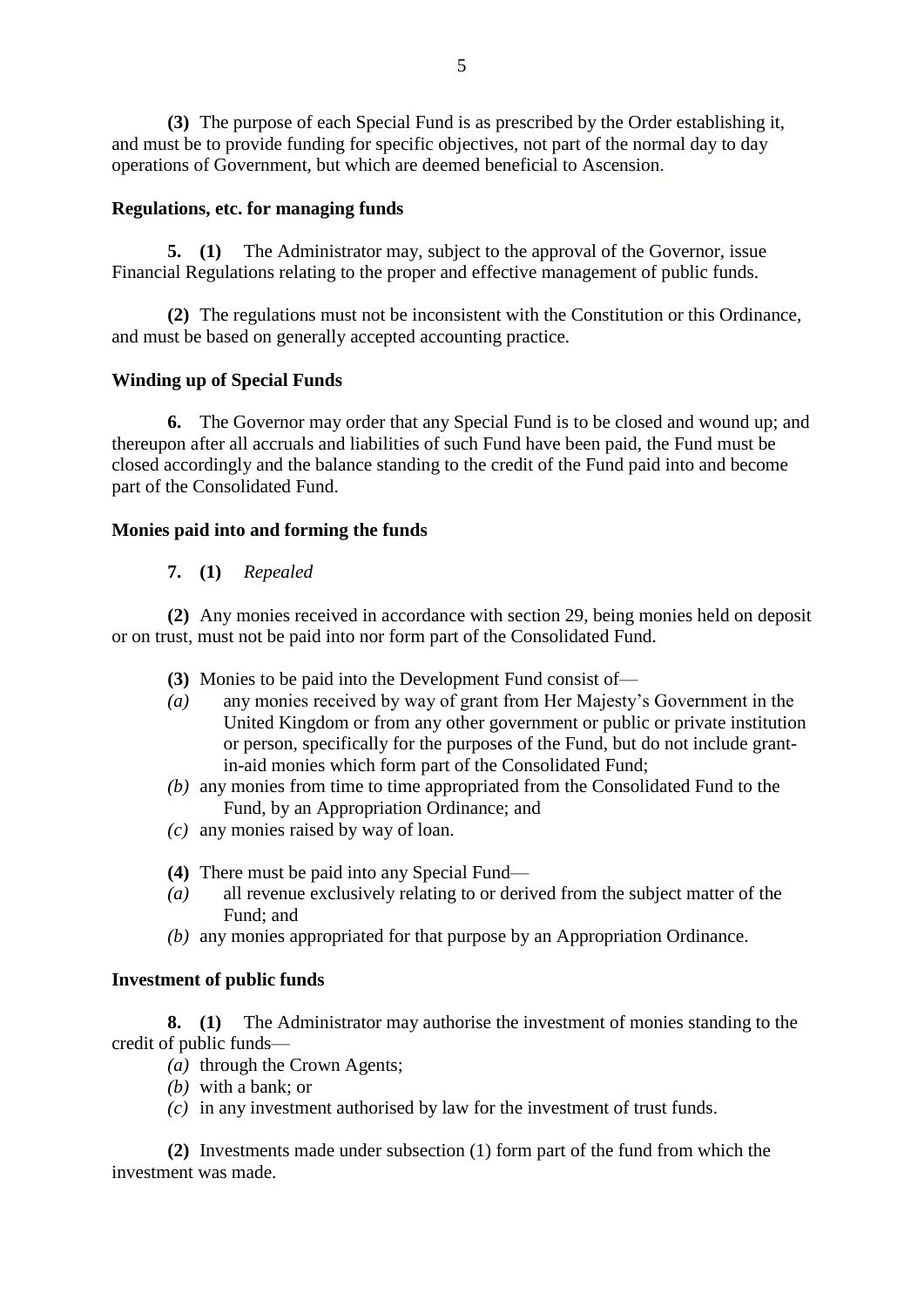**(3)** The purpose of each Special Fund is as prescribed by the Order establishing it, and must be to provide funding for specific objectives, not part of the normal day to day operations of Government, but which are deemed beneficial to Ascension.

**Regulations, etc. for managing funds**

**5. (1)** The Administrator may, subject to the approval of the Governor, issue Financial Regulations relating to the proper and effective management of public funds.

**(2)** The regulations must not be inconsistent with the Constitution or this Ordinance, and must be based on generally accepted accounting practice.

**Winding up of Special Funds**

**6.** The Governor may order that any Special Fund is to be closed and wound up; and thereupon after all accruals and liabilities of such Fund have been paid, the Fund must be closed accordingly and the balance standing to the credit of the Fund paid into and become part of the Consolidated Fund.

**Monies paid into and forming the funds**

**7. (1)** *Repealed*

**(2)** Any monies received in accordance with section 29, being monies held on deposit or on trust, must not be paid into nor form part of the Consolidated Fund.

**(3)** Monies to be paid into the Development Fund consist of—

*(a)* any monies received by way of grant from Her Majesty's Government in the United Kingdom or from any other government or public or private institution or person, specifically for the purposes of the Fund, but do not include grant-in-aid monies which form part of the Consolidated Fund;

*(b)* any monies from time to time appropriated from the Consolidated Fund to the Fund, by an Appropriation Ordinance; and

*(c)* any monies raised by way of loan.

**(4)** There must be paid into any Special Fund—

*(a)* all revenue exclusively relating to or derived from the subject matter of the Fund; and

*(b)* any monies appropriated for that purpose by an Appropriation Ordinance.

**Investment of public funds**

**8. (1)** The Administrator may authorise the investment of monies standing to the credit of public funds—

*(a)* through the Crown Agents;

*(b)* with a bank; or

*(c)* in any investment authorised by law for the investment of trust funds.

**(2)** Investments made under subsection (1) form part of the fund from which the investment was made.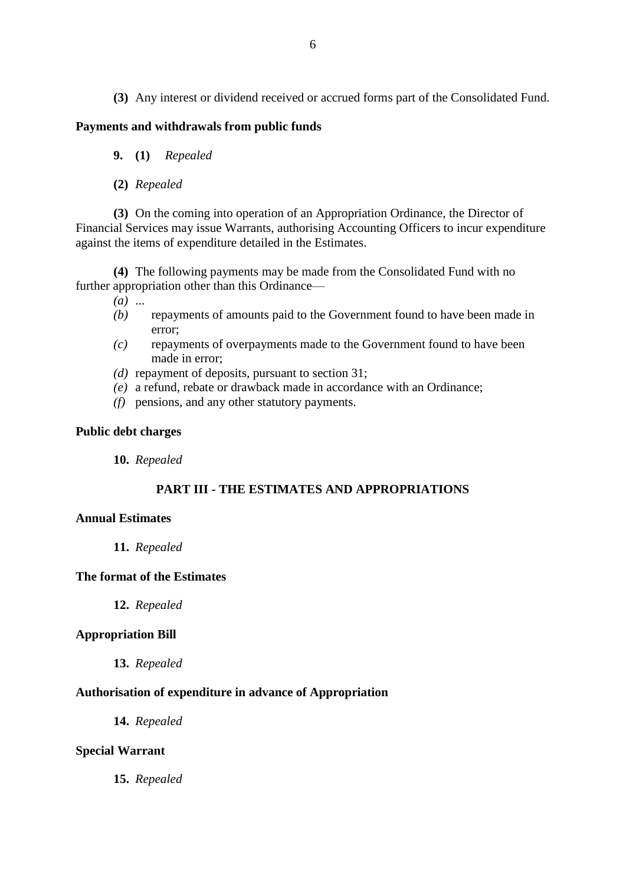**(3)** Any interest or dividend received or accrued forms part of the Consolidated Fund.

**Payments and withdrawals from public funds**

**9. (1)** *Repealed*

**(2)** *Repealed*

**(3)** On the coming into operation of an Appropriation Ordinance, the Director of Financial Services may issue Warrants, authorising Accounting Officers to incur expenditure against the items of expenditure detailed in the Estimates.

**(4)** The following payments may be made from the Consolidated Fund with no further appropriation other than this Ordinance—

*(a)* ...
*(b)* repayments of amounts paid to the Government found to have been made in error;
*(c)* repayments of overpayments made to the Government found to have been made in error;
*(d)* repayment of deposits, pursuant to section 31;
*(e)* a refund, rebate or drawback made in accordance with an Ordinance;
*(f)* pensions, and any other statutory payments.

**Public debt charges**

**10.** *Repealed*

## PART III - THE ESTIMATES AND APPROPRIATIONS

**Annual Estimates**

**11.** *Repealed*

**The format of the Estimates**

**12.** *Repealed*

**Appropriation Bill**

**13.** *Repealed*

**Authorisation of expenditure in advance of Appropriation**

**14.** *Repealed*

**Special Warrant**

**15.** *Repealed*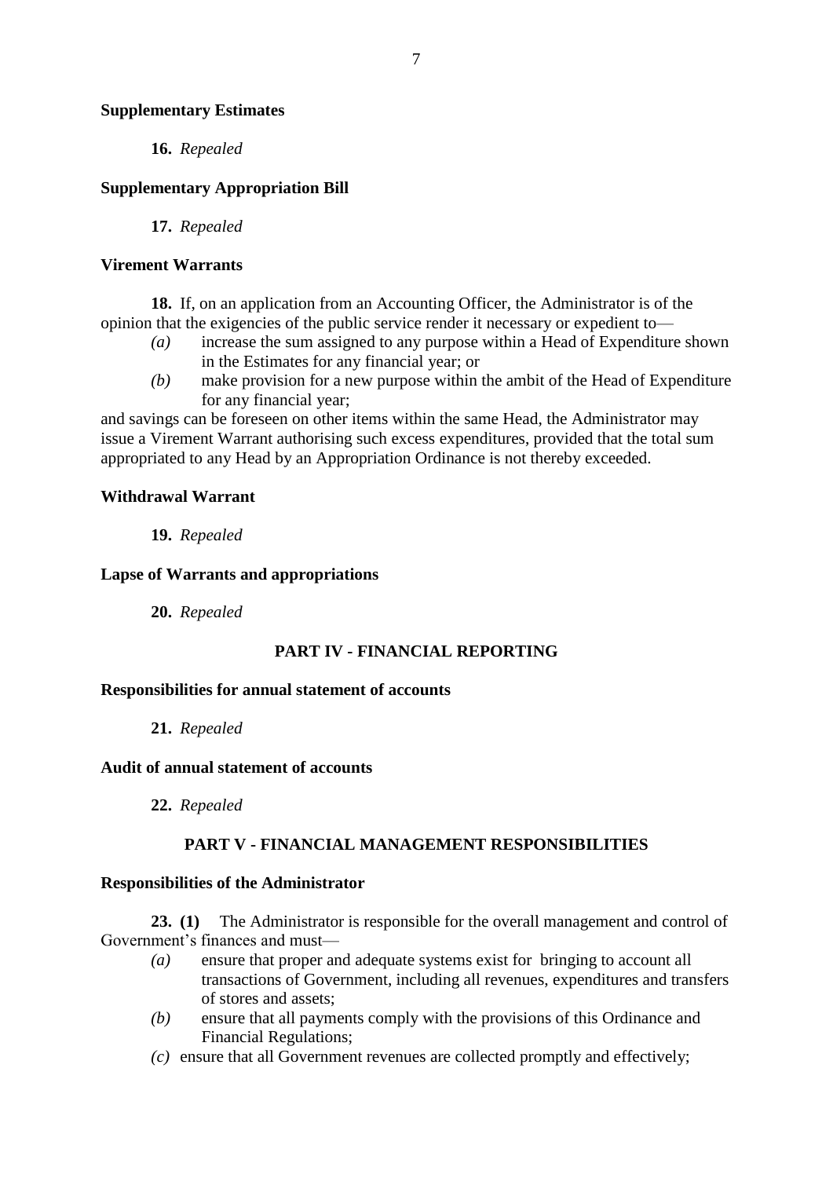**Supplementary Estimates**

**16.** *Repealed*

**Supplementary Appropriation Bill**

**17.** *Repealed*

**Virement Warrants**

**18.** If, on an application from an Accounting Officer, the Administrator is of the opinion that the exigencies of the public service render it necessary or expedient to—

*(a)* increase the sum assigned to any purpose within a Head of Expenditure shown in the Estimates for any financial year; or

*(b)* make provision for a new purpose within the ambit of the Head of Expenditure for any financial year;

and savings can be foreseen on other items within the same Head, the Administrator may issue a Virement Warrant authorising such excess expenditures, provided that the total sum appropriated to any Head by an Appropriation Ordinance is not thereby exceeded.

**Withdrawal Warrant**

**19.** *Repealed*

**Lapse of Warrants and appropriations**

**20.** *Repealed*

## PART IV - FINANCIAL REPORTING

**Responsibilities for annual statement of accounts**

**21.** *Repealed*

**Audit of annual statement of accounts**

**22.** *Repealed*

## PART V - FINANCIAL MANAGEMENT RESPONSIBILITIES

**Responsibilities of the Administrator**

**23. (1)** The Administrator is responsible for the overall management and control of Government's finances and must—

*(a)* ensure that proper and adequate systems exist for bringing to account all transactions of Government, including all revenues, expenditures and transfers of stores and assets;

*(b)* ensure that all payments comply with the provisions of this Ordinance and Financial Regulations;

*(c)* ensure that all Government revenues are collected promptly and effectively;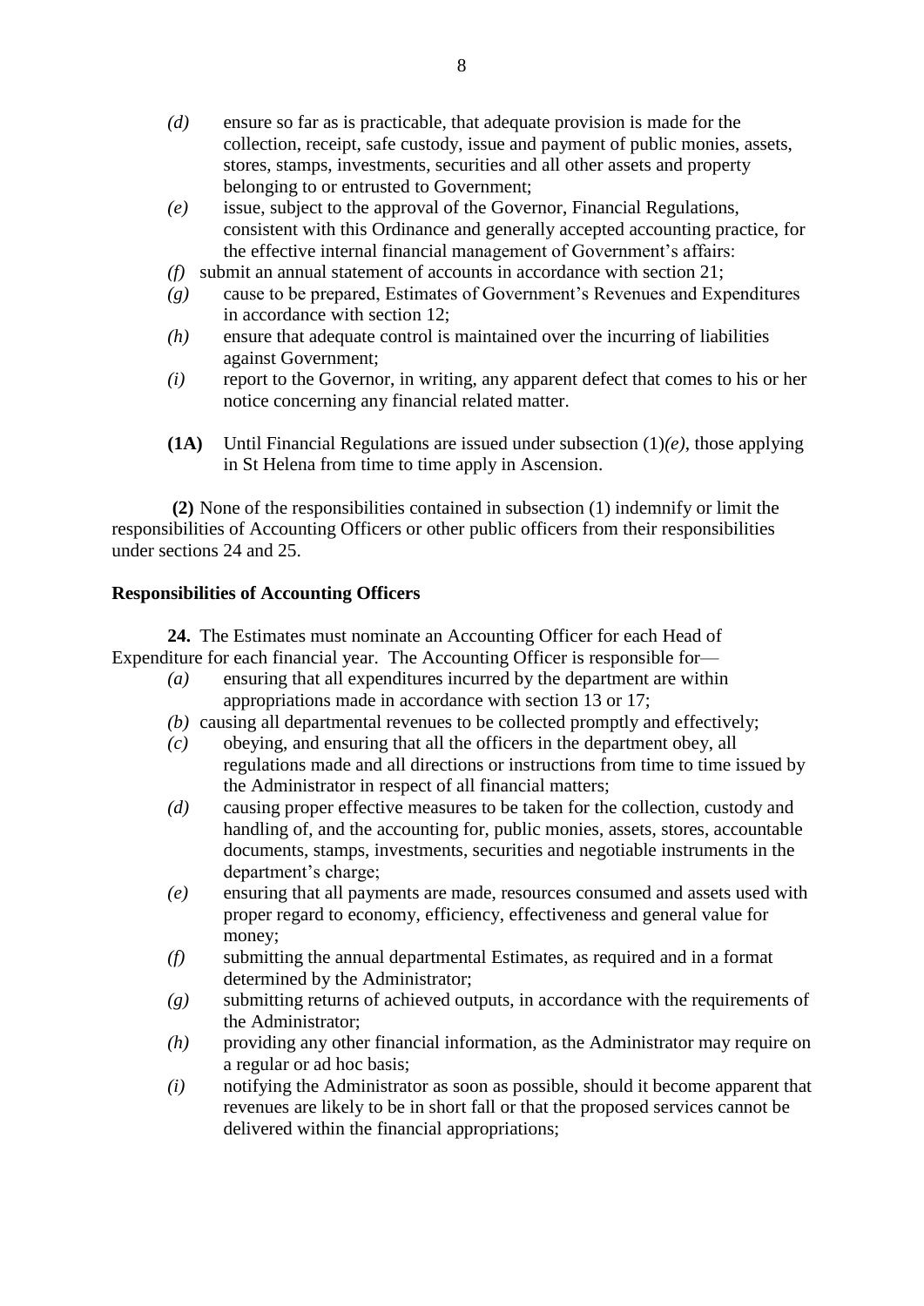*(d)* ensure so far as is practicable, that adequate provision is made for the collection, receipt, safe custody, issue and payment of public monies, assets, stores, stamps, investments, securities and all other assets and property belonging to or entrusted to Government;

*(e)* issue, subject to the approval of the Governor, Financial Regulations, consistent with this Ordinance and generally accepted accounting practice, for the effective internal financial management of Government's affairs:

*(f)* submit an annual statement of accounts in accordance with section 21;

*(g)* cause to be prepared, Estimates of Government's Revenues and Expenditures in accordance with section 12;

*(h)* ensure that adequate control is maintained over the incurring of liabilities against Government;

*(i)* report to the Governor, in writing, any apparent defect that comes to his or her notice concerning any financial related matter.

**(1A)** Until Financial Regulations are issued under subsection (1)*(e)*, those applying in St Helena from time to time apply in Ascension.

**(2)** None of the responsibilities contained in subsection (1) indemnify or limit the responsibilities of Accounting Officers or other public officers from their responsibilities under sections 24 and 25.

**Responsibilities of Accounting Officers**

**24.** The Estimates must nominate an Accounting Officer for each Head of Expenditure for each financial year. The Accounting Officer is responsible for—

*(a)* ensuring that all expenditures incurred by the department are within appropriations made in accordance with section 13 or 17;

*(b)* causing all departmental revenues to be collected promptly and effectively;

*(c)* obeying, and ensuring that all the officers in the department obey, all regulations made and all directions or instructions from time to time issued by the Administrator in respect of all financial matters;

*(d)* causing proper effective measures to be taken for the collection, custody and handling of, and the accounting for, public monies, assets, stores, accountable documents, stamps, investments, securities and negotiable instruments in the department's charge;

*(e)* ensuring that all payments are made, resources consumed and assets used with proper regard to economy, efficiency, effectiveness and general value for money;

*(f)* submitting the annual departmental Estimates, as required and in a format determined by the Administrator;

*(g)* submitting returns of achieved outputs, in accordance with the requirements of the Administrator;

*(h)* providing any other financial information, as the Administrator may require on a regular or ad hoc basis;

*(i)* notifying the Administrator as soon as possible, should it become apparent that revenues are likely to be in short fall or that the proposed services cannot be delivered within the financial appropriations;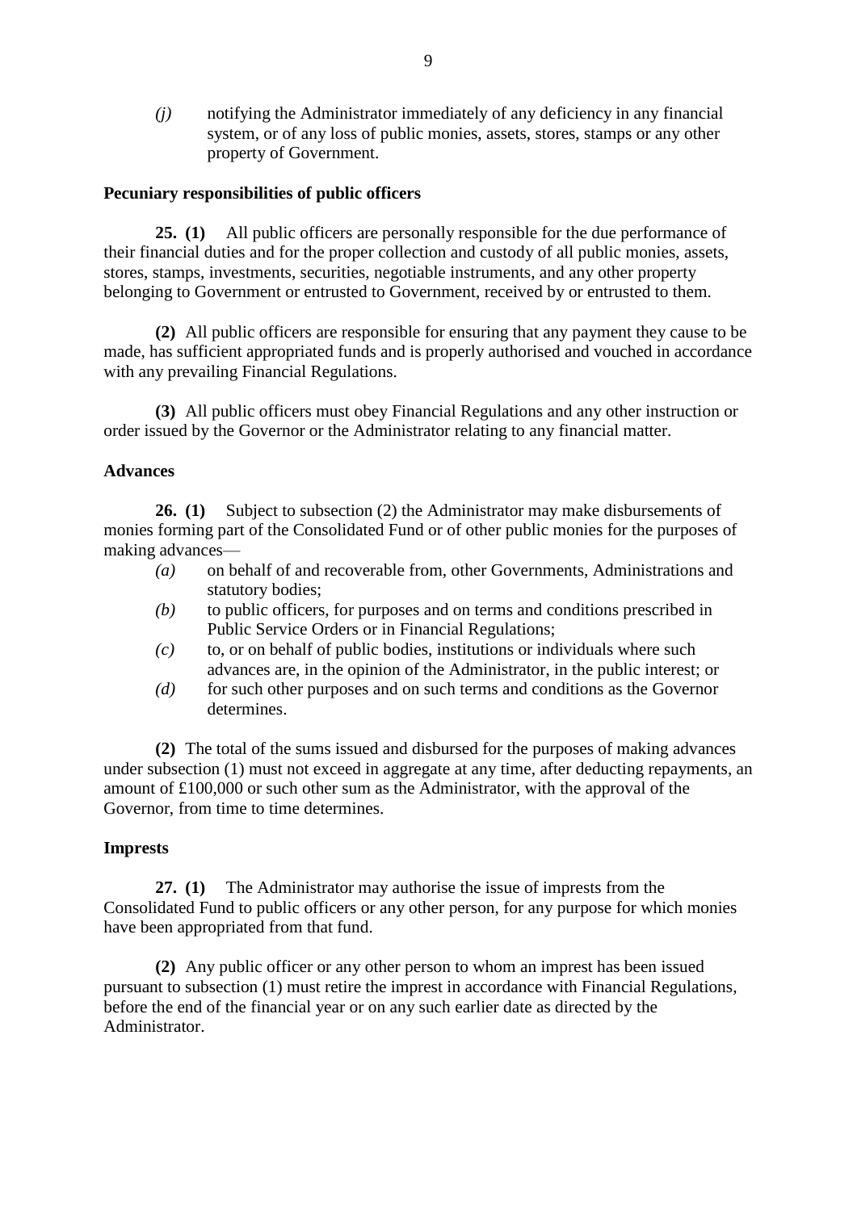*(j)* notifying the Administrator immediately of any deficiency in any financial system, or of any loss of public monies, assets, stores, stamps or any other property of Government.

**Pecuniary responsibilities of public officers**

**25. (1)** All public officers are personally responsible for the due performance of their financial duties and for the proper collection and custody of all public monies, assets, stores, stamps, investments, securities, negotiable instruments, and any other property belonging to Government or entrusted to Government, received by or entrusted to them.

**(2)** All public officers are responsible for ensuring that any payment they cause to be made, has sufficient appropriated funds and is properly authorised and vouched in accordance with any prevailing Financial Regulations.

**(3)** All public officers must obey Financial Regulations and any other instruction or order issued by the Governor or the Administrator relating to any financial matter.

**Advances**

**26. (1)** Subject to subsection (2) the Administrator may make disbursements of monies forming part of the Consolidated Fund or of other public monies for the purposes of making advances—

*(a)* on behalf of and recoverable from, other Governments, Administrations and statutory bodies;

*(b)* to public officers, for purposes and on terms and conditions prescribed in Public Service Orders or in Financial Regulations;

*(c)* to, or on behalf of public bodies, institutions or individuals where such advances are, in the opinion of the Administrator, in the public interest; or

*(d)* for such other purposes and on such terms and conditions as the Governor determines.

**(2)** The total of the sums issued and disbursed for the purposes of making advances under subsection (1) must not exceed in aggregate at any time, after deducting repayments, an amount of £100,000 or such other sum as the Administrator, with the approval of the Governor, from time to time determines.

**Imprests**

**27. (1)** The Administrator may authorise the issue of imprests from the Consolidated Fund to public officers or any other person, for any purpose for which monies have been appropriated from that fund.

**(2)** Any public officer or any other person to whom an imprest has been issued pursuant to subsection (1) must retire the imprest in accordance with Financial Regulations, before the end of the financial year or on any such earlier date as directed by the Administrator.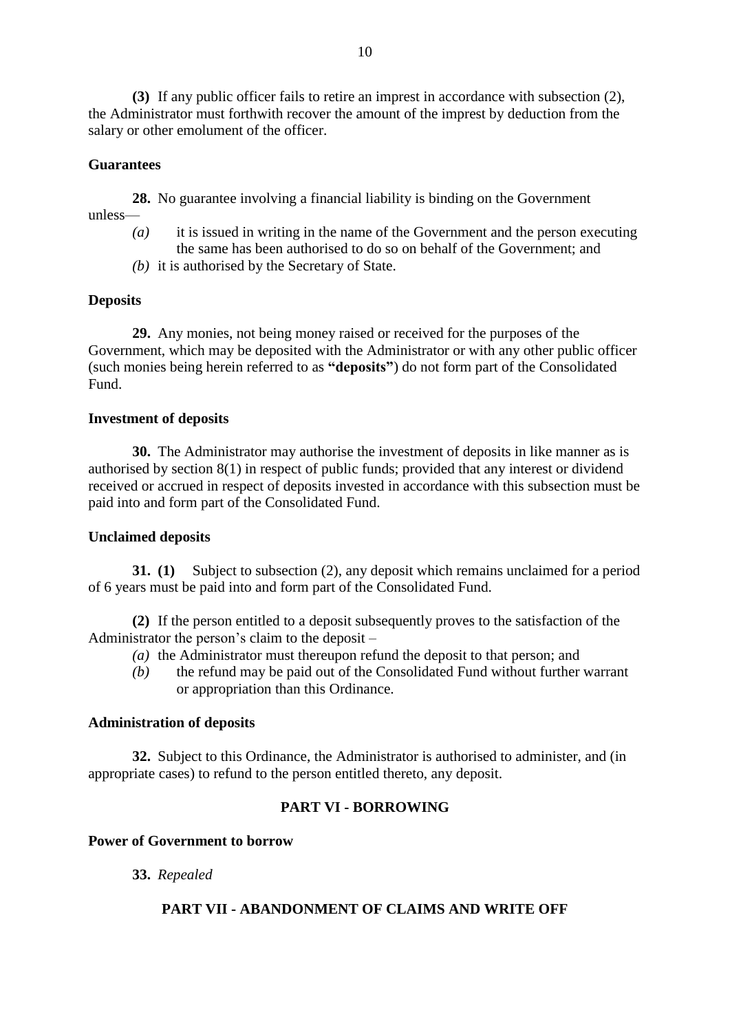**(3)** If any public officer fails to retire an imprest in accordance with subsection (2), the Administrator must forthwith recover the amount of the imprest by deduction from the salary or other emolument of the officer.

**Guarantees**

**28.** No guarantee involving a financial liability is binding on the Government unless—

*(a)* it is issued in writing in the name of the Government and the person executing the same has been authorised to do so on behalf of the Government; and

*(b)* it is authorised by the Secretary of State.

**Deposits**

**29.** Any monies, not being money raised or received for the purposes of the Government, which may be deposited with the Administrator or with any other public officer (such monies being herein referred to as **"deposits"**) do not form part of the Consolidated Fund.

**Investment of deposits**

**30.** The Administrator may authorise the investment of deposits in like manner as is authorised by section 8(1) in respect of public funds; provided that any interest or dividend received or accrued in respect of deposits invested in accordance with this subsection must be paid into and form part of the Consolidated Fund.

**Unclaimed deposits**

**31. (1)** Subject to subsection (2), any deposit which remains unclaimed for a period of 6 years must be paid into and form part of the Consolidated Fund.

**(2)** If the person entitled to a deposit subsequently proves to the satisfaction of the Administrator the person's claim to the deposit –

*(a)* the Administrator must thereupon refund the deposit to that person; and

*(b)* the refund may be paid out of the Consolidated Fund without further warrant or appropriation than this Ordinance.

**Administration of deposits**

**32.** Subject to this Ordinance, the Administrator is authorised to administer, and (in appropriate cases) to refund to the person entitled thereto, any deposit.

## PART VI - BORROWING

**Power of Government to borrow**

**33.** *Repealed*

## PART VII - ABANDONMENT OF CLAIMS AND WRITE OFF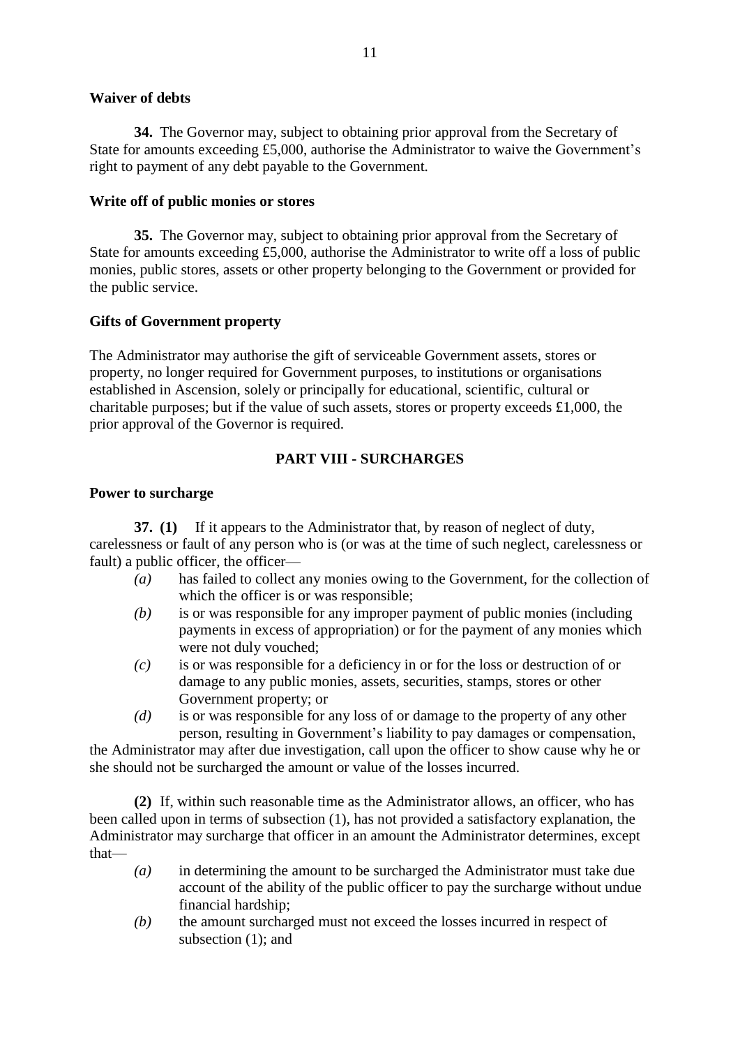### Waiver of debts

**34.** The Governor may, subject to obtaining prior approval from the Secretary of State for amounts exceeding £5,000, authorise the Administrator to waive the Government's right to payment of any debt payable to the Government.

### Write off of public monies or stores

**35.** The Governor may, subject to obtaining prior approval from the Secretary of State for amounts exceeding £5,000, authorise the Administrator to write off a loss of public monies, public stores, assets or other property belonging to the Government or provided for the public service.

### Gifts of Government property

The Administrator may authorise the gift of serviceable Government assets, stores or property, no longer required for Government purposes, to institutions or organisations established in Ascension, solely or principally for educational, scientific, cultural or charitable purposes; but if the value of such assets, stores or property exceeds £1,000, the prior approval of the Governor is required.

## PART VIII - SURCHARGES

### Power to surcharge

**37. (1)** If it appears to the Administrator that, by reason of neglect of duty, carelessness or fault of any person who is (or was at the time of such neglect, carelessness or fault) a public officer, the officer—

- *(a)* has failed to collect any monies owing to the Government, for the collection of which the officer is or was responsible;
- *(b)* is or was responsible for any improper payment of public monies (including payments in excess of appropriation) or for the payment of any monies which were not duly vouched;
- *(c)* is or was responsible for a deficiency in or for the loss or destruction of or damage to any public monies, assets, securities, stamps, stores or other Government property; or
- *(d)* is or was responsible for any loss of or damage to the property of any other person, resulting in Government's liability to pay damages or compensation,

the Administrator may after due investigation, call upon the officer to show cause why he or she should not be surcharged the amount or value of the losses incurred.

**(2)** If, within such reasonable time as the Administrator allows, an officer, who has been called upon in terms of subsection (1), has not provided a satisfactory explanation, the Administrator may surcharge that officer in an amount the Administrator determines, except that—

- *(a)* in determining the amount to be surcharged the Administrator must take due account of the ability of the public officer to pay the surcharge without undue financial hardship;
- *(b)* the amount surcharged must not exceed the losses incurred in respect of subsection (1); and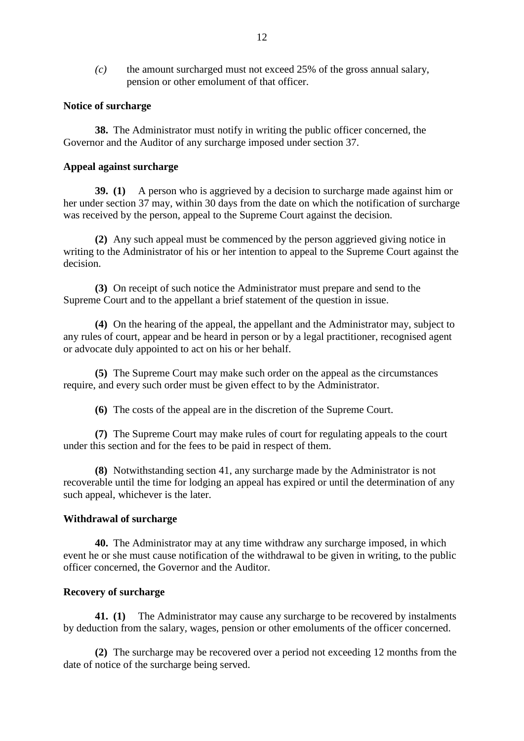*(c)* the amount surcharged must not exceed 25% of the gross annual salary, pension or other emolument of that officer.

**Notice of surcharge**

**38.** The Administrator must notify in writing the public officer concerned, the Governor and the Auditor of any surcharge imposed under section 37.

**Appeal against surcharge**

**39. (1)** A person who is aggrieved by a decision to surcharge made against him or her under section 37 may, within 30 days from the date on which the notification of surcharge was received by the person, appeal to the Supreme Court against the decision.

**(2)** Any such appeal must be commenced by the person aggrieved giving notice in writing to the Administrator of his or her intention to appeal to the Supreme Court against the decision.

**(3)** On receipt of such notice the Administrator must prepare and send to the Supreme Court and to the appellant a brief statement of the question in issue.

**(4)** On the hearing of the appeal, the appellant and the Administrator may, subject to any rules of court, appear and be heard in person or by a legal practitioner, recognised agent or advocate duly appointed to act on his or her behalf.

**(5)** The Supreme Court may make such order on the appeal as the circumstances require, and every such order must be given effect to by the Administrator.

**(6)** The costs of the appeal are in the discretion of the Supreme Court.

**(7)** The Supreme Court may make rules of court for regulating appeals to the court under this section and for the fees to be paid in respect of them.

**(8)** Notwithstanding section 41, any surcharge made by the Administrator is not recoverable until the time for lodging an appeal has expired or until the determination of any such appeal, whichever is the later.

**Withdrawal of surcharge**

**40.** The Administrator may at any time withdraw any surcharge imposed, in which event he or she must cause notification of the withdrawal to be given in writing, to the public officer concerned, the Governor and the Auditor.

**Recovery of surcharge**

**41. (1)** The Administrator may cause any surcharge to be recovered by instalments by deduction from the salary, wages, pension or other emoluments of the officer concerned.

**(2)** The surcharge may be recovered over a period not exceeding 12 months from the date of notice of the surcharge being served.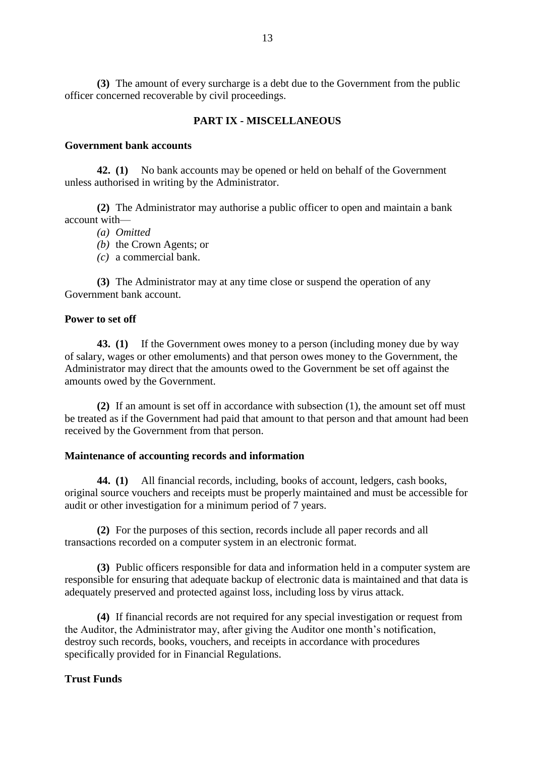**(3)** The amount of every surcharge is a debt due to the Government from the public officer concerned recoverable by civil proceedings.

## PART IX - MISCELLANEOUS

### Government bank accounts

**42. (1)** No bank accounts may be opened or held on behalf of the Government unless authorised in writing by the Administrator.

**(2)** The Administrator may authorise a public officer to open and maintain a bank account with—

*(a)* *Omitted*

*(b)* the Crown Agents; or

*(c)* a commercial bank.

**(3)** The Administrator may at any time close or suspend the operation of any Government bank account.

### Power to set off

**43. (1)** If the Government owes money to a person (including money due by way of salary, wages or other emoluments) and that person owes money to the Government, the Administrator may direct that the amounts owed to the Government be set off against the amounts owed by the Government.

**(2)** If an amount is set off in accordance with subsection (1), the amount set off must be treated as if the Government had paid that amount to that person and that amount had been received by the Government from that person.

### Maintenance of accounting records and information

**44. (1)** All financial records, including, books of account, ledgers, cash books, original source vouchers and receipts must be properly maintained and must be accessible for audit or other investigation for a minimum period of 7 years.

**(2)** For the purposes of this section, records include all paper records and all transactions recorded on a computer system in an electronic format.

**(3)** Public officers responsible for data and information held in a computer system are responsible for ensuring that adequate backup of electronic data is maintained and that data is adequately preserved and protected against loss, including loss by virus attack.

**(4)** If financial records are not required for any special investigation or request from the Auditor, the Administrator may, after giving the Auditor one month's notification, destroy such records, books, vouchers, and receipts in accordance with procedures specifically provided for in Financial Regulations.

### Trust Funds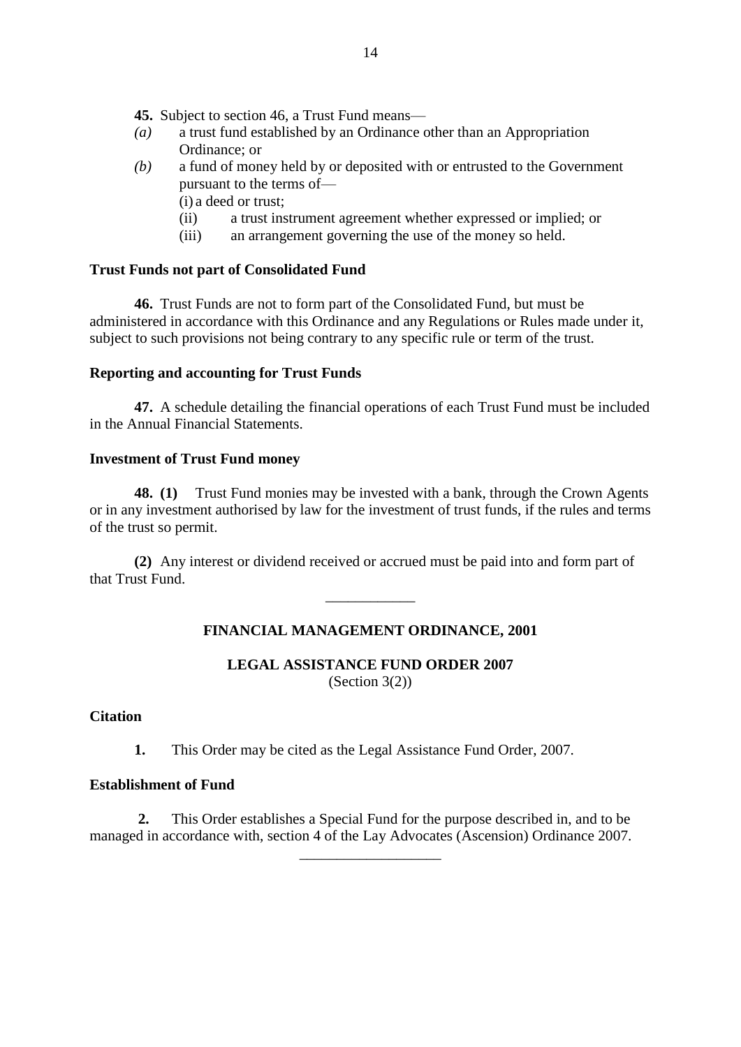**45.** Subject to section 46, a Trust Fund means—

*(a)* a trust fund established by an Ordinance other than an Appropriation Ordinance; or

*(b)* a fund of money held by or deposited with or entrusted to the Government pursuant to the terms of—

(i) a deed or trust;

(ii) a trust instrument agreement whether expressed or implied; or

(iii) an arrangement governing the use of the money so held.

**Trust Funds not part of Consolidated Fund**

**46.** Trust Funds are not to form part of the Consolidated Fund, but must be administered in accordance with this Ordinance and any Regulations or Rules made under it, subject to such provisions not being contrary to any specific rule or term of the trust.

**Reporting and accounting for Trust Funds**

**47.** A schedule detailing the financial operations of each Trust Fund must be included in the Annual Financial Statements.

**Investment of Trust Fund money**

**48. (1)** Trust Fund monies may be invested with a bank, through the Crown Agents or in any investment authorised by law for the investment of trust funds, if the rules and terms of the trust so permit.

**(2)** Any interest or dividend received or accrued must be paid into and form part of that Trust Fund.

---

## FINANCIAL MANAGEMENT ORDINANCE, 2001

### LEGAL ASSISTANCE FUND ORDER 2007

(Section 3(2))

**Citation**

**1.** This Order may be cited as the Legal Assistance Fund Order, 2007.

**Establishment of Fund**

**2.** This Order establishes a Special Fund for the purpose described in, and to be managed in accordance with, section 4 of the Lay Advocates (Ascension) Ordinance 2007.

---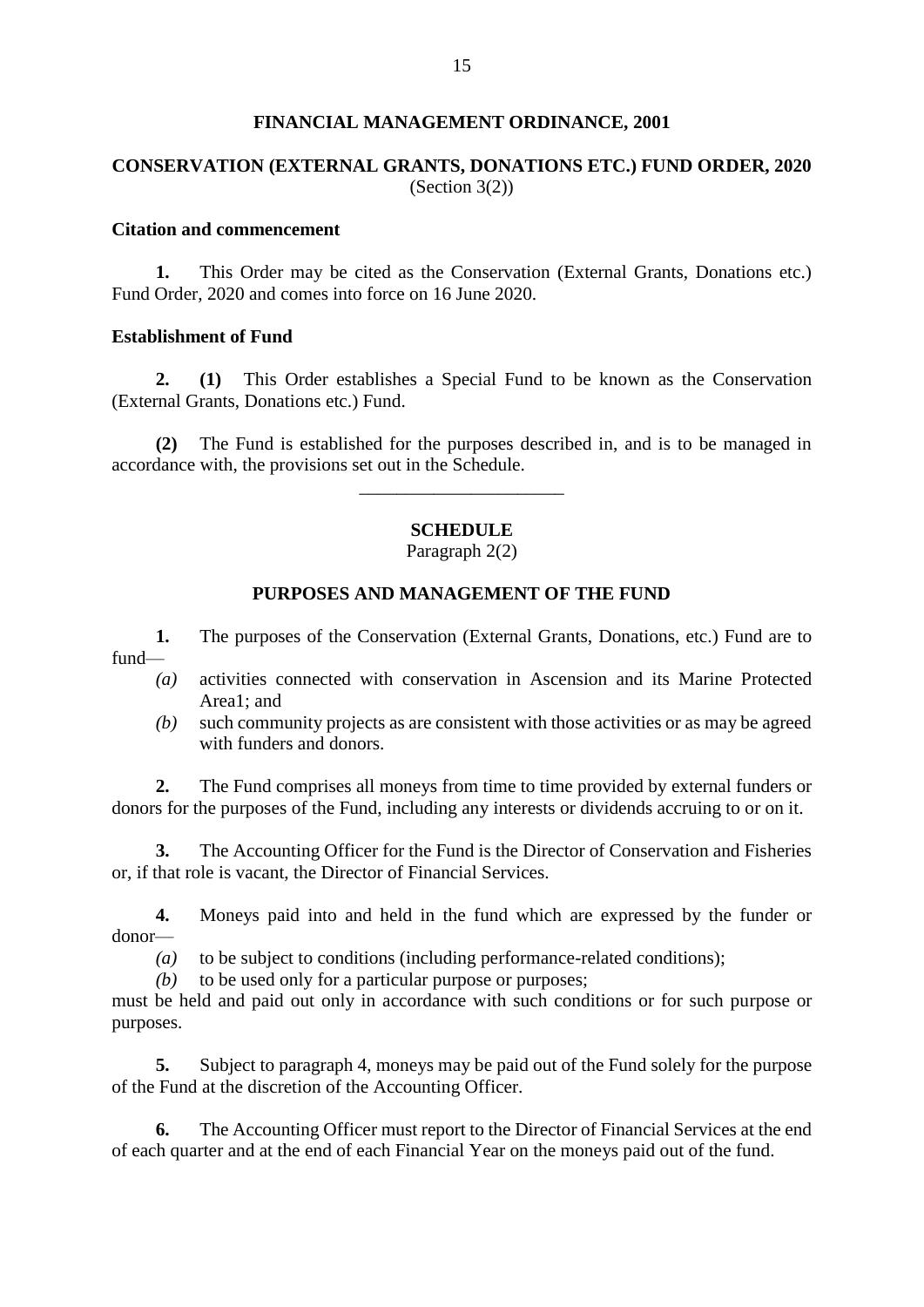# FINANCIAL MANAGEMENT ORDINANCE, 2001

## CONSERVATION (EXTERNAL GRANTS, DONATIONS ETC.) FUND ORDER, 2020

(Section 3(2))

### Citation and commencement

**1.** This Order may be cited as the Conservation (External Grants, Donations etc.) Fund Order, 2020 and comes into force on 16 June 2020.

### Establishment of Fund

**2. (1)** This Order establishes a Special Fund to be known as the Conservation (External Grants, Donations etc.) Fund.

**(2)** The Fund is established for the purposes described in, and is to be managed in accordance with, the provisions set out in the Schedule.

---

## SCHEDULE

Paragraph 2(2)

### PURPOSES AND MANAGEMENT OF THE FUND

**1.** The purposes of the Conservation (External Grants, Donations, etc.) Fund are to fund—

- *(a)* activities connected with conservation in Ascension and its Marine Protected Area1; and
- *(b)* such community projects as are consistent with those activities or as may be agreed with funders and donors.

**2.** The Fund comprises all moneys from time to time provided by external funders or donors for the purposes of the Fund, including any interests or dividends accruing to or on it.

**3.** The Accounting Officer for the Fund is the Director of Conservation and Fisheries or, if that role is vacant, the Director of Financial Services.

**4.** Moneys paid into and held in the fund which are expressed by the funder or donor—

- *(a)* to be subject to conditions (including performance-related conditions);
- *(b)* to be used only for a particular purpose or purposes;

must be held and paid out only in accordance with such conditions or for such purpose or purposes.

**5.** Subject to paragraph 4, moneys may be paid out of the Fund solely for the purpose of the Fund at the discretion of the Accounting Officer.

**6.** The Accounting Officer must report to the Director of Financial Services at the end of each quarter and at the end of each Financial Year on the moneys paid out of the fund.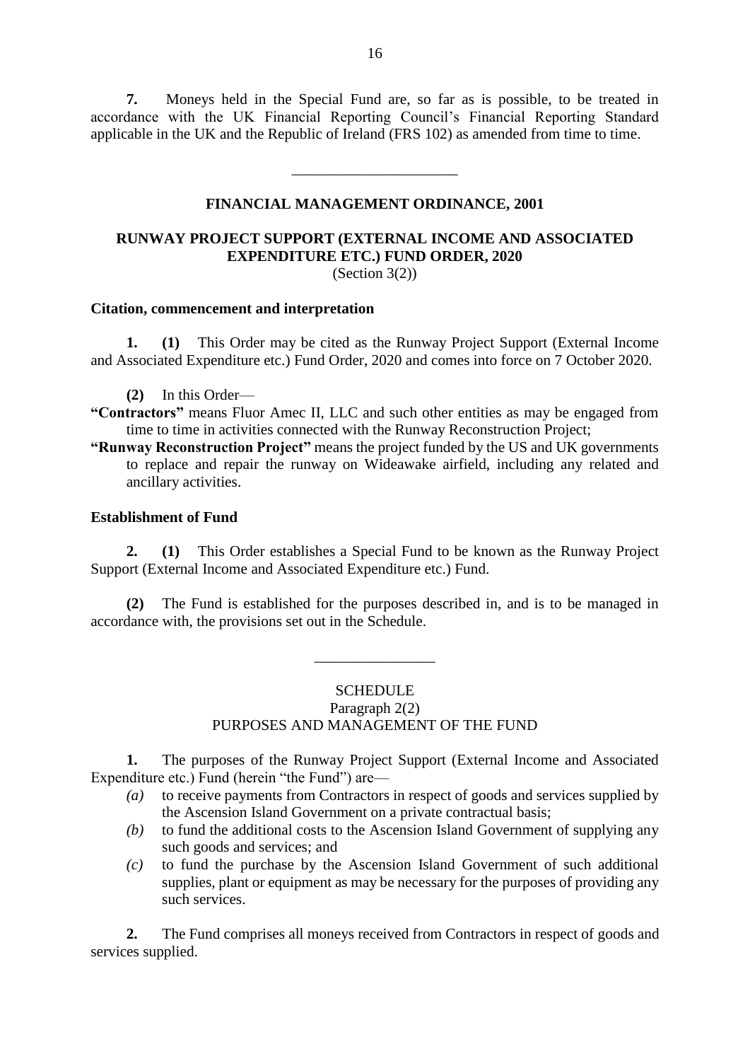**7.** Moneys held in the Special Fund are, so far as is possible, to be treated in accordance with the UK Financial Reporting Council's Financial Reporting Standard applicable in the UK and the Republic of Ireland (FRS 102) as amended from time to time.

---

## FINANCIAL MANAGEMENT ORDINANCE, 2001

## RUNWAY PROJECT SUPPORT (EXTERNAL INCOME AND ASSOCIATED EXPENDITURE ETC.) FUND ORDER, 2020

(Section 3(2))

### Citation, commencement and interpretation

**1. (1)** This Order may be cited as the Runway Project Support (External Income and Associated Expenditure etc.) Fund Order, 2020 and comes into force on 7 October 2020.

**(2)** In this Order—

**"Contractors"** means Fluor Amec II, LLC and such other entities as may be engaged from time to time in activities connected with the Runway Reconstruction Project;

**"Runway Reconstruction Project"** means the project funded by the US and UK governments to replace and repair the runway on Wideawake airfield, including any related and ancillary activities.

### Establishment of Fund

**2. (1)** This Order establishes a Special Fund to be known as the Runway Project Support (External Income and Associated Expenditure etc.) Fund.

**(2)** The Fund is established for the purposes described in, and is to be managed in accordance with, the provisions set out in the Schedule.

---

SCHEDULE

Paragraph 2(2)

PURPOSES AND MANAGEMENT OF THE FUND

**1.** The purposes of the Runway Project Support (External Income and Associated Expenditure etc.) Fund (herein "the Fund") are—

*(a)* to receive payments from Contractors in respect of goods and services supplied by the Ascension Island Government on a private contractual basis;

*(b)* to fund the additional costs to the Ascension Island Government of supplying any such goods and services; and

*(c)* to fund the purchase by the Ascension Island Government of such additional supplies, plant or equipment as may be necessary for the purposes of providing any such services.

**2.** The Fund comprises all moneys received from Contractors in respect of goods and services supplied.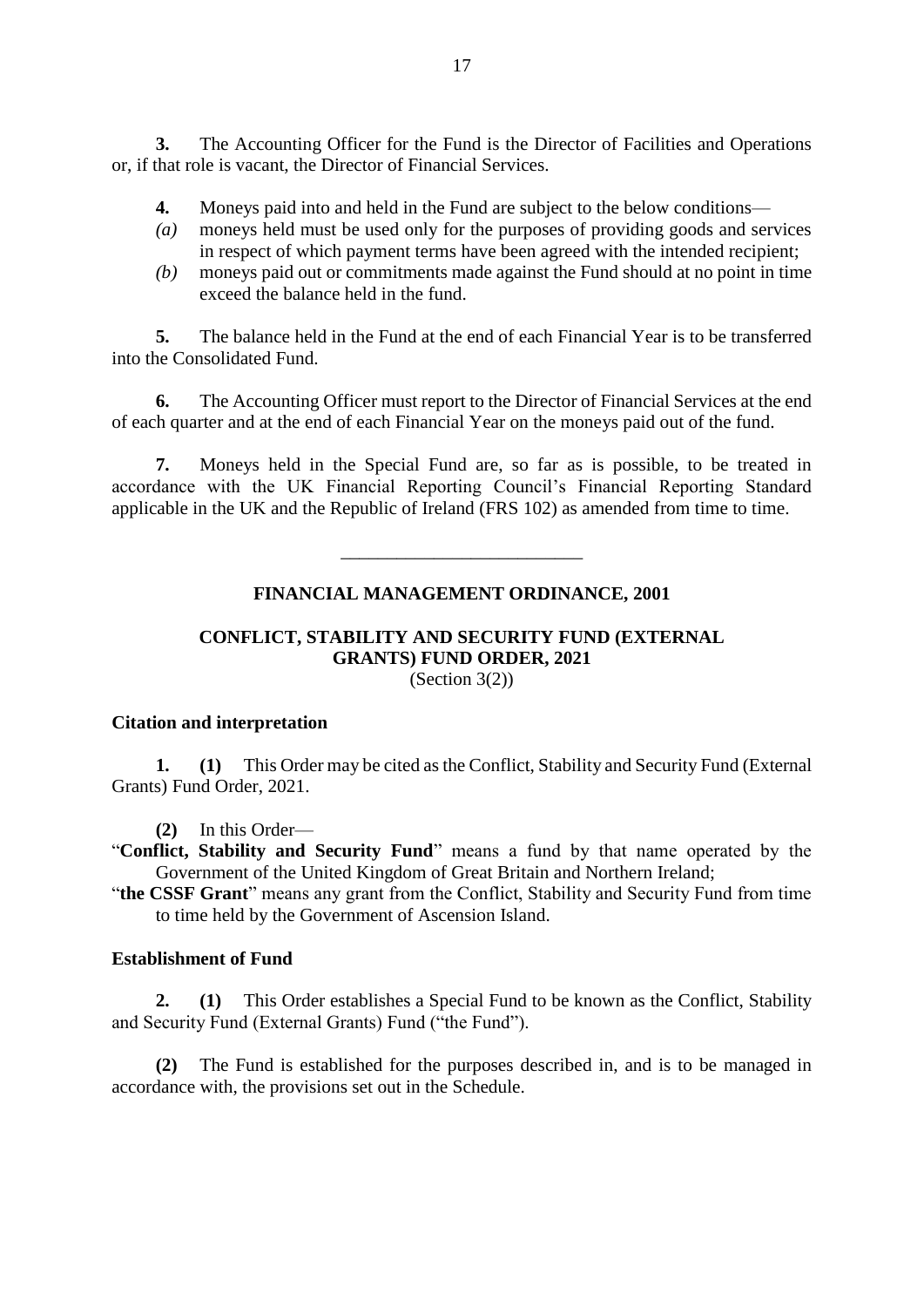**3.** The Accounting Officer for the Fund is the Director of Facilities and Operations or, if that role is vacant, the Director of Financial Services.

**4.** Moneys paid into and held in the Fund are subject to the below conditions—

*(a)* moneys held must be used only for the purposes of providing goods and services in respect of which payment terms have been agreed with the intended recipient;

*(b)* moneys paid out or commitments made against the Fund should at no point in time exceed the balance held in the fund.

**5.** The balance held in the Fund at the end of each Financial Year is to be transferred into the Consolidated Fund.

**6.** The Accounting Officer must report to the Director of Financial Services at the end of each quarter and at the end of each Financial Year on the moneys paid out of the fund.

**7.** Moneys held in the Special Fund are, so far as is possible, to be treated in accordance with the UK Financial Reporting Council's Financial Reporting Standard applicable in the UK and the Republic of Ireland (FRS 102) as amended from time to time.

---

## FINANCIAL MANAGEMENT ORDINANCE, 2001

## CONFLICT, STABILITY AND SECURITY FUND (EXTERNAL GRANTS) FUND ORDER, 2021

(Section 3(2))

### Citation and interpretation

**1. (1)** This Order may be cited as the Conflict, Stability and Security Fund (External Grants) Fund Order, 2021.

**(2)** In this Order—

"**Conflict, Stability and Security Fund**" means a fund by that name operated by the Government of the United Kingdom of Great Britain and Northern Ireland;

"**the CSSF Grant**" means any grant from the Conflict, Stability and Security Fund from time to time held by the Government of Ascension Island.

### Establishment of Fund

**2. (1)** This Order establishes a Special Fund to be known as the Conflict, Stability and Security Fund (External Grants) Fund ("the Fund").

**(2)** The Fund is established for the purposes described in, and is to be managed in accordance with, the provisions set out in the Schedule.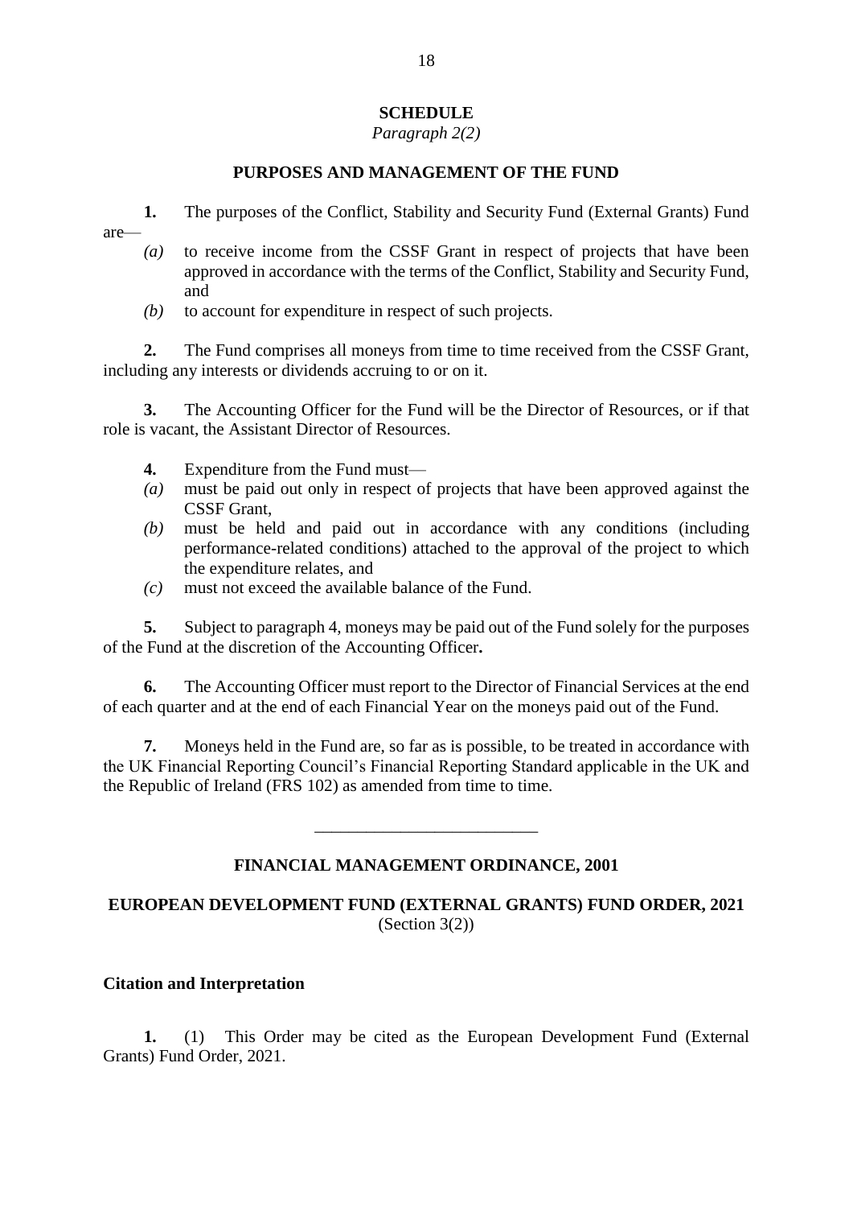# SCHEDULE

*Paragraph 2(2)*

## PURPOSES AND MANAGEMENT OF THE FUND

**1.** The purposes of the Conflict, Stability and Security Fund (External Grants) Fund are—

*(a)* to receive income from the CSSF Grant in respect of projects that have been approved in accordance with the terms of the Conflict, Stability and Security Fund, and

*(b)* to account for expenditure in respect of such projects.

**2.** The Fund comprises all moneys from time to time received from the CSSF Grant, including any interests or dividends accruing to or on it.

**3.** The Accounting Officer for the Fund will be the Director of Resources, or if that role is vacant, the Assistant Director of Resources.

**4.** Expenditure from the Fund must—

*(a)* must be paid out only in respect of projects that have been approved against the CSSF Grant,

*(b)* must be held and paid out in accordance with any conditions (including performance-related conditions) attached to the approval of the project to which the expenditure relates, and

*(c)* must not exceed the available balance of the Fund.

**5.** Subject to paragraph 4, moneys may be paid out of the Fund solely for the purposes of the Fund at the discretion of the Accounting Officer**.**

**6.** The Accounting Officer must report to the Director of Financial Services at the end of each quarter and at the end of each Financial Year on the moneys paid out of the Fund.

**7.** Moneys held in the Fund are, so far as is possible, to be treated in accordance with the UK Financial Reporting Council's Financial Reporting Standard applicable in the UK and the Republic of Ireland (FRS 102) as amended from time to time.

---

## FINANCIAL MANAGEMENT ORDINANCE, 2001

## EUROPEAN DEVELOPMENT FUND (EXTERNAL GRANTS) FUND ORDER, 2021

(Section 3(2))

### Citation and Interpretation

**1.** (1) This Order may be cited as the European Development Fund (External Grants) Fund Order, 2021.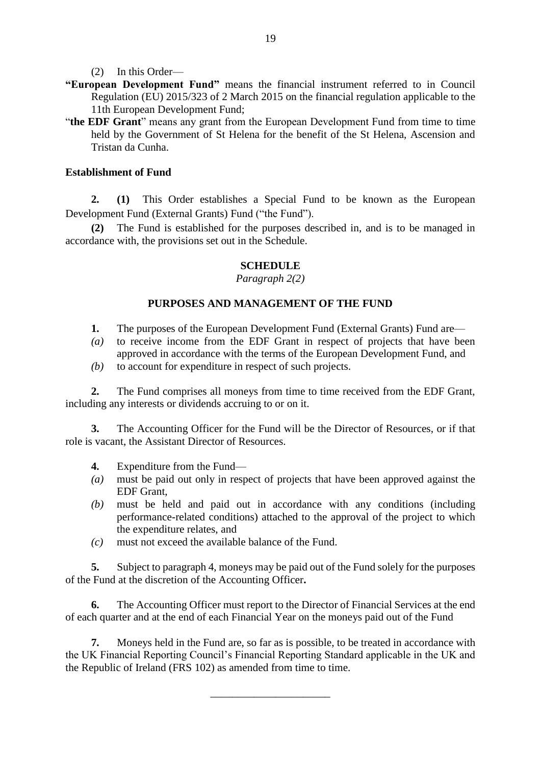(2) In this Order—

**"European Development Fund"** means the financial instrument referred to in Council Regulation (EU) 2015/323 of 2 March 2015 on the financial regulation applicable to the 11th European Development Fund;

"**the EDF Grant**" means any grant from the European Development Fund from time to time held by the Government of St Helena for the benefit of the St Helena, Ascension and Tristan da Cunha.

**Establishment of Fund**

**2. (1)** This Order establishes a Special Fund to be known as the European Development Fund (External Grants) Fund ("the Fund").

**(2)** The Fund is established for the purposes described in, and is to be managed in accordance with, the provisions set out in the Schedule.

**SCHEDULE**

*Paragraph 2(2)*

**PURPOSES AND MANAGEMENT OF THE FUND**

**1.** The purposes of the European Development Fund (External Grants) Fund are—

*(a)* to receive income from the EDF Grant in respect of projects that have been approved in accordance with the terms of the European Development Fund, and

*(b)* to account for expenditure in respect of such projects.

**2.** The Fund comprises all moneys from time to time received from the EDF Grant, including any interests or dividends accruing to or on it.

**3.** The Accounting Officer for the Fund will be the Director of Resources, or if that role is vacant, the Assistant Director of Resources.

**4.** Expenditure from the Fund—

*(a)* must be paid out only in respect of projects that have been approved against the EDF Grant,

*(b)* must be held and paid out in accordance with any conditions (including performance-related conditions) attached to the approval of the project to which the expenditure relates, and

*(c)* must not exceed the available balance of the Fund.

**5.** Subject to paragraph 4, moneys may be paid out of the Fund solely for the purposes of the Fund at the discretion of the Accounting Officer**.**

**6.** The Accounting Officer must report to the Director of Financial Services at the end of each quarter and at the end of each Financial Year on the moneys paid out of the Fund

**7.** Moneys held in the Fund are, so far as is possible, to be treated in accordance with the UK Financial Reporting Council's Financial Reporting Standard applicable in the UK and the Republic of Ireland (FRS 102) as amended from time to time.

______________________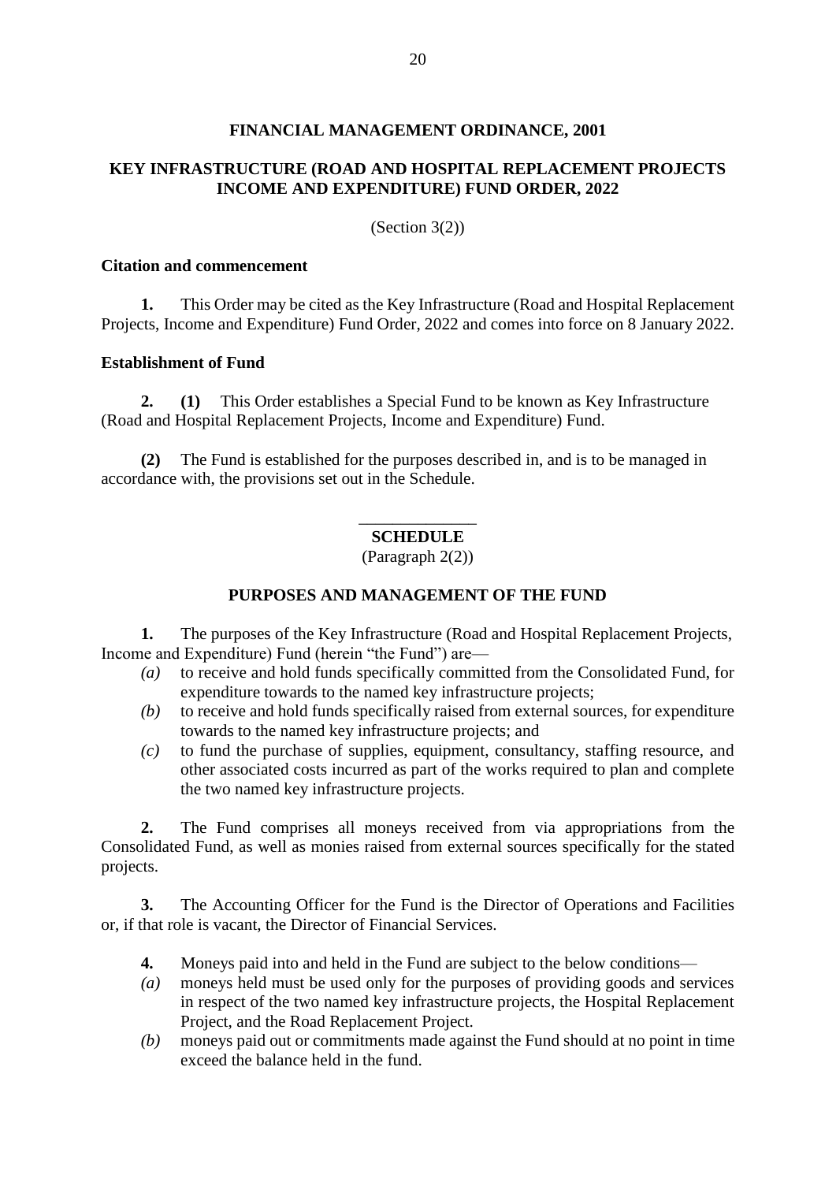# FINANCIAL MANAGEMENT ORDINANCE, 2001

## KEY INFRASTRUCTURE (ROAD AND HOSPITAL REPLACEMENT PROJECTS INCOME AND EXPENDITURE) FUND ORDER, 2022

(Section 3(2))

### Citation and commencement

**1.** This Order may be cited as the Key Infrastructure (Road and Hospital Replacement Projects, Income and Expenditure) Fund Order, 2022 and comes into force on 8 January 2022.

### Establishment of Fund

**2.** **(1)** This Order establishes a Special Fund to be known as Key Infrastructure (Road and Hospital Replacement Projects, Income and Expenditure) Fund.

**(2)** The Fund is established for the purposes described in, and is to be managed in accordance with, the provisions set out in the Schedule.

---

### SCHEDULE

(Paragraph 2(2))

### PURPOSES AND MANAGEMENT OF THE FUND

**1.** The purposes of the Key Infrastructure (Road and Hospital Replacement Projects, Income and Expenditure) Fund (herein "the Fund") are—

*(a)* to receive and hold funds specifically committed from the Consolidated Fund, for expenditure towards to the named key infrastructure projects;

*(b)* to receive and hold funds specifically raised from external sources, for expenditure towards to the named key infrastructure projects; and

*(c)* to fund the purchase of supplies, equipment, consultancy, staffing resource, and other associated costs incurred as part of the works required to plan and complete the two named key infrastructure projects.

**2.** The Fund comprises all moneys received from via appropriations from the Consolidated Fund, as well as monies raised from external sources specifically for the stated projects.

**3.** The Accounting Officer for the Fund is the Director of Operations and Facilities or, if that role is vacant, the Director of Financial Services.

**4.** Moneys paid into and held in the Fund are subject to the below conditions—

*(a)* moneys held must be used only for the purposes of providing goods and services in respect of the two named key infrastructure projects, the Hospital Replacement Project, and the Road Replacement Project.

*(b)* moneys paid out or commitments made against the Fund should at no point in time exceed the balance held in the fund.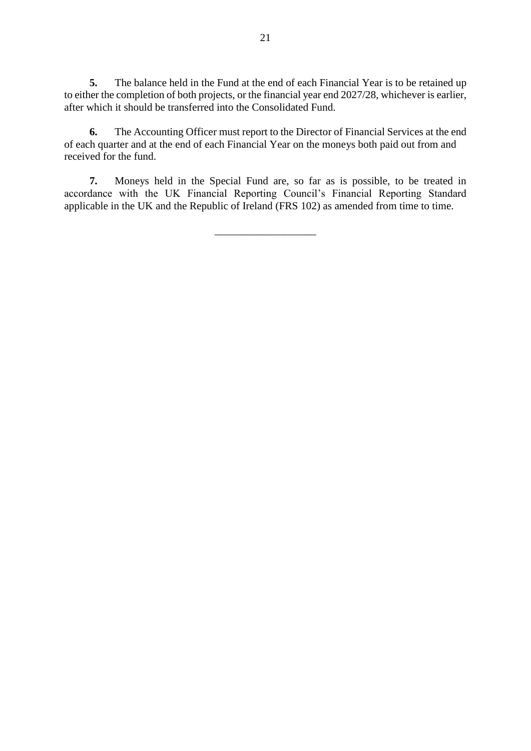**5.** The balance held in the Fund at the end of each Financial Year is to be retained up to either the completion of both projects, or the financial year end 2027/28, whichever is earlier, after which it should be transferred into the Consolidated Fund.

**6.** The Accounting Officer must report to the Director of Financial Services at the end of each quarter and at the end of each Financial Year on the moneys both paid out from and received for the fund.

**7.** Moneys held in the Special Fund are, so far as is possible, to be treated in accordance with the UK Financial Reporting Council's Financial Reporting Standard applicable in the UK and the Republic of Ireland (FRS 102) as amended from time to time.

___________________